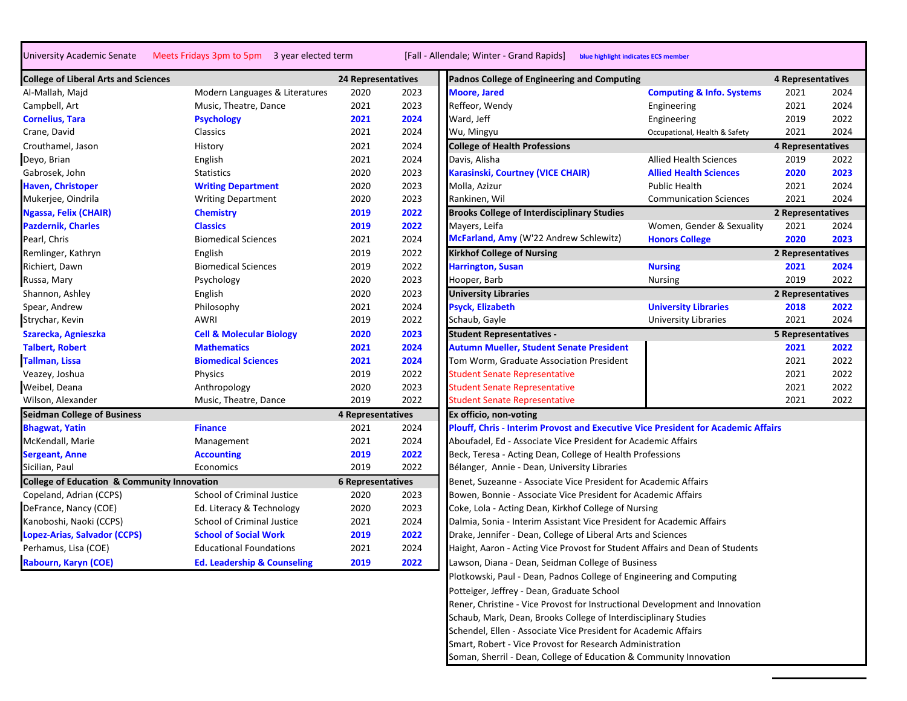University Academic Senate | Meets Fridays 3pm to 5pm | 3 year elected term | [Fall - Allendale; Winter - Grand Rapids] | blue highlight indicates ECS member

## College of Liberal Arts and Sciences — 24 Representatives

| Name | Department | Start | End |
|---|---|---|---|
| Al-Mallah, Majd | Modern Languages & Literatures | 2020 | 2023 |
| Campbell, Art | Music, Theatre, Dance | 2021 | 2023 |
| **Cornelius, Tara** | **Psychology** | **2021** | **2024** |
| Crane, David | Classics | 2021 | 2024 |
| Crouthamel, Jason | History | 2021 | 2024 |
| Deyo, Brian | English | 2021 | 2024 |
| Gabrosek, John | Statistics | 2020 | 2023 |
| **Haven, Christoper** | **Writing Department** | **2020** | **2023** |
| Mukerjee, Oindrila | Writing Department | 2020 | 2023 |
| **Ngassa, Felix (CHAIR)** | **Chemistry** | **2019** | **2022** |
| **Pazdernik, Charles** | **Classics** | **2019** | **2022** |
| Pearl, Chris | Biomedical Sciences | 2021 | 2024 |
| Remlinger, Kathryn | English | 2019 | 2022 |
| Richiert, Dawn | Biomedical Sciences | 2019 | 2022 |
| Russa, Mary | Psychology | 2020 | 2023 |
| Shannon, Ashley | English | 2020 | 2023 |
| Spear, Andrew | Philosophy | 2021 | 2024 |
| Strychar, Kevin | AWRI | 2019 | 2022 |
| **Szarecka, Agnieszka** | **Cell & Molecular Biology** | **2020** | **2023** |
| **Talbert, Robert** | **Mathematics** | **2021** | **2024** |
| **Tallman, Lissa** | **Biomedical Sciences** | **2021** | **2024** |
| Veazey, Joshua | Physics | 2019 | 2022 |
| Weibel, Deana | Anthropology | 2020 | 2023 |
| Wilson, Alexander | Music, Theatre, Dance | 2019 | 2022 |

## Seidman College of Business — 4 Representatives

| Name | Department | Start | End |
|---|---|---|---|
| **Bhagwat, Yatin** | **Finance** | 2021 | 2024 |
| McKendall, Marie | Management | 2021 | 2024 |
| **Sergeant, Anne** | **Accounting** | **2019** | **2022** |
| Sicilian, Paul | Economics | 2019 | 2022 |

## College of Education & Community Innovation — 6 Representatives

| Name | Department | Start | End |
|---|---|---|---|
| Copeland, Adrian (CCPS) | School of Criminal Justice | 2020 | 2023 |
| DeFrance, Nancy (COE) | Ed. Literacy & Technology | 2020 | 2023 |
| Kanoboshi, Naoki (CCPS) | School of Criminal Justice | 2021 | 2024 |
| **Lopez-Arias, Salvador (CCPS)** | **School of Social Work** | **2019** | **2022** |
| Perhamus, Lisa (COE) | Educational Foundations | 2021 | 2024 |
| **Rabourn, Karyn (COE)** | **Ed. Leadership & Counseling** | **2019** | **2022** |

## Padnos College of Engineering and Computing — 4 Representatives

| Name | Department | Start | End |
|---|---|---|---|
| **Moore, Jared** | **Computing & Info. Systems** | 2021 | 2024 |
| Reffeor, Wendy | Engineering | 2021 | 2024 |
| Ward, Jeff | Engineering | 2019 | 2022 |
| Wu, Mingyu | Occupational, Health & Safety | 2021 | 2024 |

## College of Health Professions — 4 Representatives

| Name | Department | Start | End |
|---|---|---|---|
| Davis, Alisha | Allied Health Sciences | 2019 | 2022 |
| **Karasinski, Courtney (VICE CHAIR)** | **Allied Health Sciences** | **2020** | **2023** |
| Molla, Azizur | Public Health | 2021 | 2024 |
| Rankinen, Wil | Communication Sciences | 2021 | 2024 |

## Brooks College of Interdisciplinary Studies — 2 Representatives

| Name | Department | Start | End |
|---|---|---|---|
| Mayers, Leifa | Women, Gender & Sexuality | 2021 | 2024 |
| **McFarland, Amy** (W'22 Andrew Schlewitz) | **Honors College** | **2020** | **2023** |

## Kirkhof College of Nursing — 2 Representatives

| Name | Department | Start | End |
|---|---|---|---|
| **Harrington, Susan** | **Nursing** | **2021** | **2024** |
| Hooper, Barb | Nursing | 2019 | 2022 |

## University Libraries — 2 Representatives

| Name | Department | Start | End |
|---|---|---|---|
| **Psyck, Elizabeth** | **University Libraries** | **2018** | **2022** |
| Schaub, Gayle | University Libraries | 2021 | 2024 |

## Student Representatives - 5 Representatives

| Name | | Start | End |
|---|---|---|---|
| **Autumn Mueller, Student Senate President** | | **2021** | **2022** |
| Tom Worm, Graduate Association President | | 2021 | 2022 |
| Student Senate Representative | | 2021 | 2022 |
| Student Senate Representative | | 2021 | 2022 |
| Student Senate Representative | | 2021 | 2022 |

## Ex officio, non-voting

- **Plouff, Chris - Interim Provost and Executive Vice President for Academic Affairs**
- Aboufadel, Ed - Associate Vice President for Academic Affairs
- Beck, Teresa - Acting Dean, College of Health Professions
- Bélanger, Annie - Dean, University Libraries
- Benet, Suzeanne - Associate Vice President for Academic Affairs
- Bowen, Bonnie - Associate Vice President for Academic Affairs
- Coke, Lola - Acting Dean, Kirkhof College of Nursing
- Dalmia, Sonia - Interim Assistant Vice President for Academic Affairs
- Drake, Jennifer - Dean, College of Liberal Arts and Sciences
- Haight, Aaron - Acting Vice Provost for Student Affairs and Dean of Students
- Lawson, Diana - Dean, Seidman College of Business
- Plotkowski, Paul - Dean, Padnos College of Engineering and Computing
- Potteiger, Jeffrey - Dean, Graduate School
- Rener, Christine - Vice Provost for Instructional Development and Innovation
- Schaub, Mark, Dean, Brooks College of Interdisciplinary Studies
- Schendel, Ellen - Associate Vice President for Academic Affairs
- Smart, Robert - Vice Provost for Research Administration
- Soman, Sherril - Dean, College of Education & Community Innovation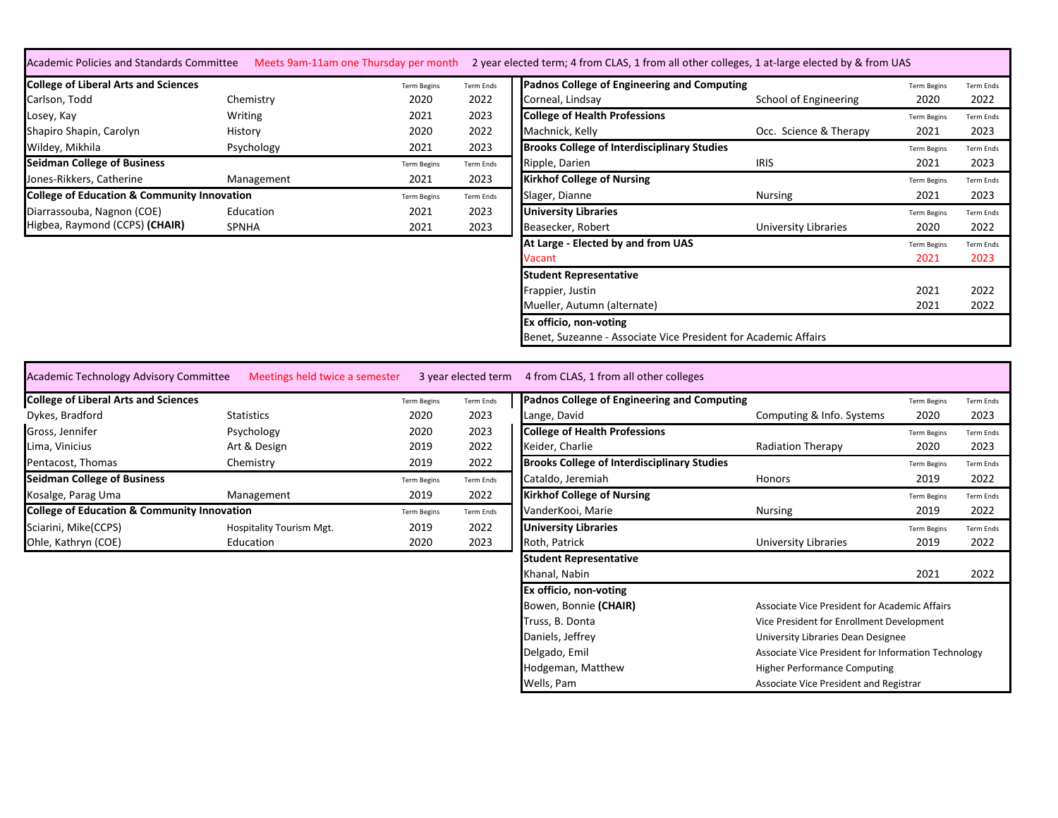## Academic Policies and Standards Committee

Meets 9am-11am one Thursday per month — 2 year elected term; 4 from CLAS, 1 from all other colleges, 1 at-large elected by & from UAS

| College of Liberal Arts and Sciences | | Term Begins | Term Ends |
|---|---|---|---|
| Carlson, Todd | Chemistry | 2020 | 2022 |
| Losey, Kay | Writing | 2021 | 2023 |
| Shapiro Shapin, Carolyn | History | 2020 | 2022 |
| Wildey, Mikhila | Psychology | 2021 | 2023 |
| **Seidman College of Business** | | **Term Begins** | **Term Ends** |
| Jones-Rikkers, Catherine | Management | 2021 | 2023 |
| **College of Education & Community Innovation** | | **Term Begins** | **Term Ends** |
| Diarrassouba, Nagnon (COE) | Education | 2021 | 2023 |
| Higbea, Raymond (CCPS) **(CHAIR)** | SPNHA | 2021 | 2023 |

| Padnos College of Engineering and Computing | | Term Begins | Term Ends |
|---|---|---|---|
| Corneal, Lindsay | School of Engineering | 2020 | 2022 |
| **College of Health Professions** | | **Term Begins** | **Term Ends** |
| Machnick, Kelly | Occ. Science & Therapy | 2021 | 2023 |
| **Brooks College of Interdisciplinary Studies** | | **Term Begins** | **Term Ends** |
| Ripple, Darien | IRIS | 2021 | 2023 |
| **Kirkhof College of Nursing** | | **Term Begins** | **Term Ends** |
| Slager, Dianne | Nursing | 2021 | 2023 |
| **University Libraries** | | **Term Begins** | **Term Ends** |
| Beasecker, Robert | University Libraries | 2020 | 2022 |
| **At Large - Elected by and from UAS** | | **Term Begins** | **Term Ends** |
| Vacant | | 2021 | 2023 |
| **Student Representative** | | | |
| Frappier, Justin | | 2021 | 2022 |
| Mueller, Autumn (alternate) | | 2021 | 2022 |
| **Ex officio, non-voting** | | | |
| Benet, Suzeanne - Associate Vice President for Academic Affairs | | | |

## Academic Technology Advisory Committee

Meetings held twice a semester — 3 year elected term — 4 from CLAS, 1 from all other colleges

| College of Liberal Arts and Sciences | | Term Begins | Term Ends |
|---|---|---|---|
| Dykes, Bradford | Statistics | 2020 | 2023 |
| Gross, Jennifer | Psychology | 2020 | 2023 |
| Lima, Vinicius | Art & Design | 2019 | 2022 |
| Pentacost, Thomas | Chemistry | 2019 | 2022 |
| **Seidman College of Business** | | **Term Begins** | **Term Ends** |
| Kosalge, Parag Uma | Management | 2019 | 2022 |
| **College of Education & Community Innovation** | | **Term Begins** | **Term Ends** |
| Sciarini, Mike(CCPS) | Hospitality Tourism Mgt. | 2019 | 2022 |
| Ohle, Kathryn (COE) | Education | 2020 | 2023 |

| Padnos College of Engineering and Computing | | Term Begins | Term Ends |
|---|---|---|---|
| Lange, David | Computing & Info. Systems | 2020 | 2023 |
| **College of Health Professions** | | **Term Begins** | **Term Ends** |
| Keider, Charlie | Radiation Therapy | 2020 | 2023 |
| **Brooks College of Interdisciplinary Studies** | | **Term Begins** | **Term Ends** |
| Cataldo, Jeremiah | Honors | 2019 | 2022 |
| **Kirkhof College of Nursing** | | **Term Begins** | **Term Ends** |
| VanderKooi, Marie | Nursing | 2019 | 2022 |
| **University Libraries** | | **Term Begins** | **Term Ends** |
| Roth, Patrick | University Libraries | 2019 | 2022 |
| **Student Representative** | | | |
| Khanal, Nabin | | 2021 | 2022 |
| **Ex officio, non-voting** | | | |
| Bowen, Bonnie **(CHAIR)** | Associate Vice President for Academic Affairs | | |
| Truss, B. Donta | Vice President for Enrollment Development | | |
| Daniels, Jeffrey | University Libraries Dean Designee | | |
| Delgado, Emil | Associate Vice President for Information Technology | | |
| Hodgeman, Matthew | Higher Performance Computing | | |
| Wells, Pam | Associate Vice President and Registrar | | |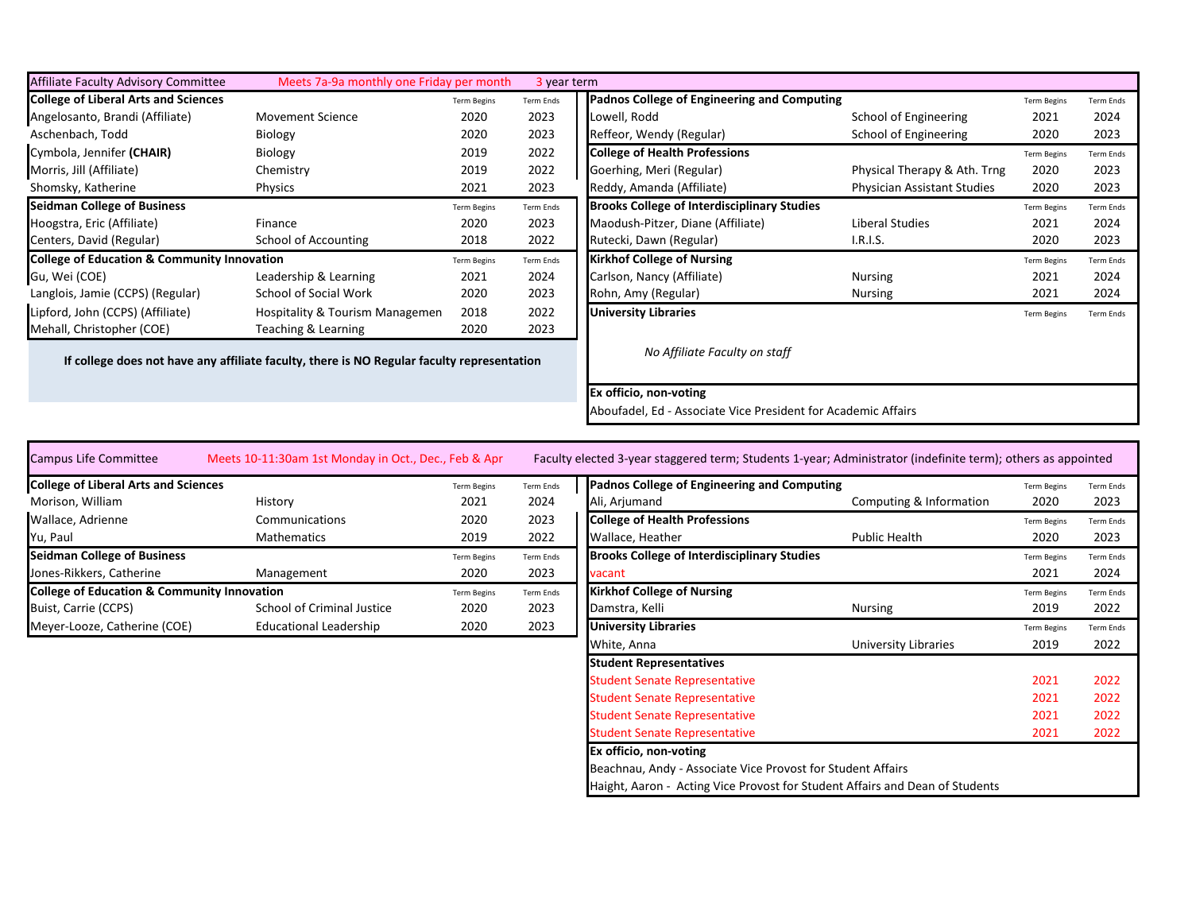## Affiliate Faculty Advisory Committee

Meets 7a-9a monthly one Friday per month — 3 year term

| College of Liberal Arts and Sciences | | Term Begins | Term Ends |
|---|---|---|---|
| Angelosanto, Brandi (Affiliate) | Movement Science | 2020 | 2023 |
| Aschenbach, Todd | Biology | 2020 | 2023 |
| Cymbola, Jennifer **(CHAIR)** | Biology | 2019 | 2022 |
| Morris, Jill (Affiliate) | Chemistry | 2019 | 2022 |
| Shomsky, Katherine | Physics | 2021 | 2023 |
| **Seidman College of Business** | | Term Begins | Term Ends |
| Hoogstra, Eric (Affiliate) | Finance | 2020 | 2023 |
| Centers, David (Regular) | School of Accounting | 2018 | 2022 |
| **College of Education & Community Innovation** | | Term Begins | Term Ends |
| Gu, Wei (COE) | Leadership & Learning | 2021 | 2024 |
| Langlois, Jamie (CCPS) (Regular) | School of Social Work | 2020 | 2023 |
| Lipford, John (CCPS) (Affiliate) | Hospitality & Tourism Managemen | 2018 | 2022 |
| Mehall, Christopher (COE) | Teaching & Learning | 2020 | 2023 |

**If college does not have any affiliate faculty, there is NO Regular faculty representation**

| Padnos College of Engineering and Computing | | Term Begins | Term Ends |
|---|---|---|---|
| Lowell, Rodd | School of Engineering | 2021 | 2024 |
| Reffeor, Wendy (Regular) | School of Engineering | 2020 | 2023 |
| **College of Health Professions** | | Term Begins | Term Ends |
| Goerhing, Meri (Regular) | Physical Therapy & Ath. Trng | 2020 | 2023 |
| Reddy, Amanda (Affiliate) | Physician Assistant Studies | 2020 | 2023 |
| **Brooks College of Interdisciplinary Studies** | | Term Begins | Term Ends |
| Maodush-Pitzer, Diane (Affiliate) | Liberal Studies | 2021 | 2024 |
| Rutecki, Dawn (Regular) | I.R.I.S. | 2020 | 2023 |
| **Kirkhof College of Nursing** | | Term Begins | Term Ends |
| Carlson, Nancy (Affiliate) | Nursing | 2021 | 2024 |
| Rohn, Amy (Regular) | Nursing | 2021 | 2024 |
| **University Libraries** | | Term Begins | Term Ends |
| *No Affiliate Faculty on staff* | | | |

**Ex officio, non-voting**

Aboufadel, Ed - Associate Vice President for Academic Affairs

## Campus Life Committee

Meets 10-11:30am 1st Monday in Oct., Dec., Feb & Apr — Faculty elected 3-year staggered term; Students 1-year; Administrator (indefinite term); others as appointed

| College of Liberal Arts and Sciences | | Term Begins | Term Ends |
|---|---|---|---|
| Morison, William | History | 2021 | 2024 |
| Wallace, Adrienne | Communications | 2020 | 2023 |
| Yu, Paul | Mathematics | 2019 | 2022 |
| **Seidman College of Business** | | Term Begins | Term Ends |
| Jones-Rikkers, Catherine | Management | 2020 | 2023 |
| **College of Education & Community Innovation** | | Term Begins | Term Ends |
| Buist, Carrie (CCPS) | School of Criminal Justice | 2020 | 2023 |
| Meyer-Looze, Catherine (COE) | Educational Leadership | 2020 | 2023 |

| Padnos College of Engineering and Computing | | Term Begins | Term Ends |
|---|---|---|---|
| Ali, Arjumand | Computing & Information | 2020 | 2023 |
| **College of Health Professions** | | Term Begins | Term Ends |
| Wallace, Heather | Public Health | 2020 | 2023 |
| **Brooks College of Interdisciplinary Studies** | | Term Begins | Term Ends |
| vacant | | 2021 | 2024 |
| **Kirkhof College of Nursing** | | Term Begins | Term Ends |
| Damstra, Kelli | Nursing | 2019 | 2022 |
| **University Libraries** | | Term Begins | Term Ends |
| White, Anna | University Libraries | 2019 | 2022 |
| **Student Representatives** | | | |
| Student Senate Representative | | 2021 | 2022 |
| Student Senate Representative | | 2021 | 2022 |
| Student Senate Representative | | 2021 | 2022 |
| Student Senate Representative | | 2021 | 2022 |

**Ex officio, non-voting**

Beachnau, Andy - Associate Vice Provost for Student Affairs

Haight, Aaron - Acting Vice Provost for Student Affairs and Dean of Students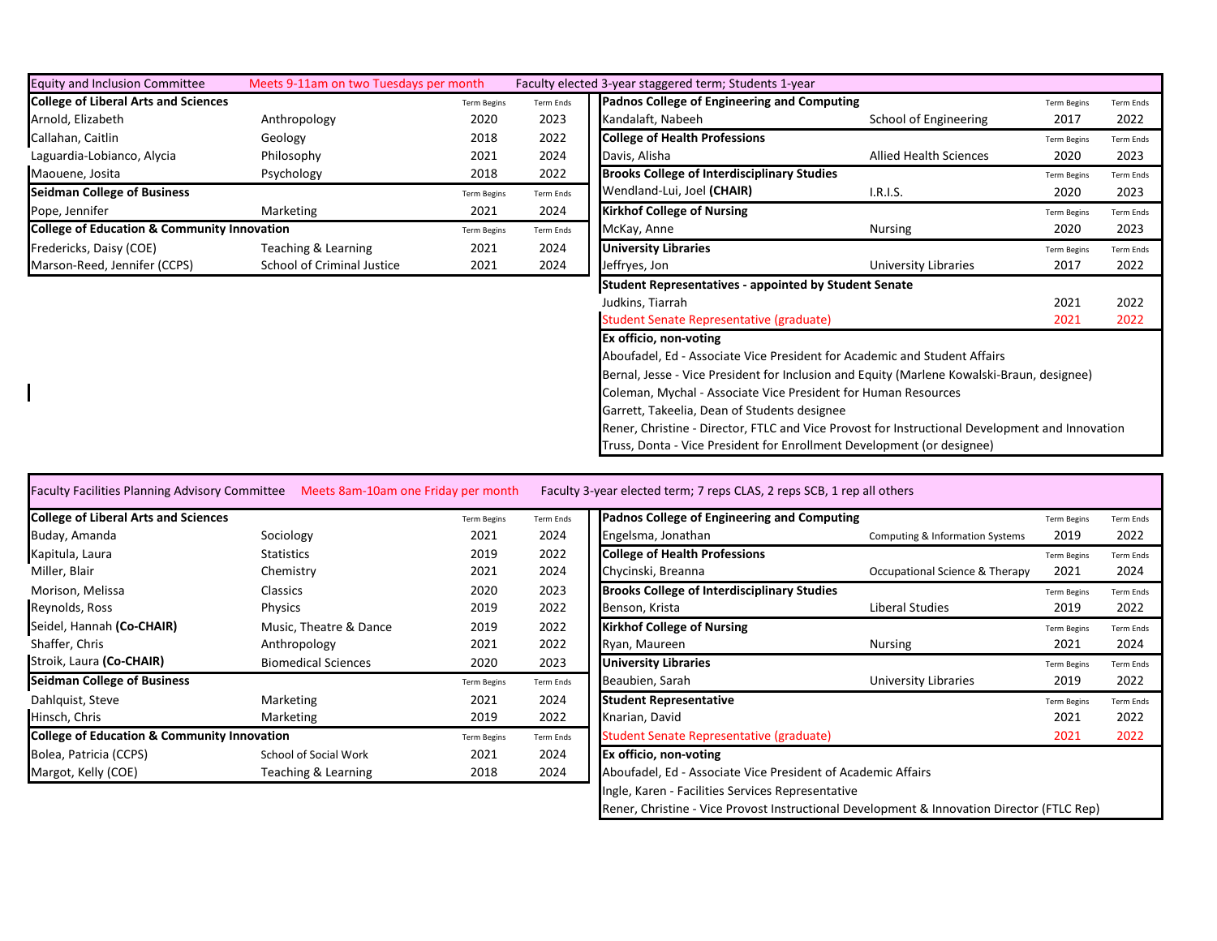## Equity and Inclusion Committee

Meets 9-11am on two Tuesdays per month — Faculty elected 3-year staggered term; Students 1-year

| College of Liberal Arts and Sciences | | Term Begins | Term Ends |
|---|---|---|---|
| Arnold, Elizabeth | Anthropology | 2020 | 2023 |
| Callahan, Caitlin | Geology | 2018 | 2022 |
| Laguardia-Lobianco, Alycia | Philosophy | 2021 | 2024 |
| Maouene, Josita | Psychology | 2018 | 2022 |
| **Seidman College of Business** | | Term Begins | Term Ends |
| Pope, Jennifer | Marketing | 2021 | 2024 |
| **College of Education & Community Innovation** | | Term Begins | Term Ends |
| Fredericks, Daisy (COE) | Teaching & Learning | 2021 | 2024 |
| Marson-Reed, Jennifer (CCPS) | School of Criminal Justice | 2021 | 2024 |

| Padnos College of Engineering and Computing | | Term Begins | Term Ends |
|---|---|---|---|
| Kandalaft, Nabeeh | School of Engineering | 2017 | 2022 |
| **College of Health Professions** | | Term Begins | Term Ends |
| Davis, Alisha | Allied Health Sciences | 2020 | 2023 |
| **Brooks College of Interdisciplinary Studies** | | Term Begins | Term Ends |
| Wendland-Lui, Joel **(CHAIR)** | I.R.I.S. | 2020 | 2023 |
| **Kirkhof College of Nursing** | | Term Begins | Term Ends |
| McKay, Anne | Nursing | 2020 | 2023 |
| **University Libraries** | | Term Begins | Term Ends |
| Jeffryes, Jon | University Libraries | 2017 | 2022 |
| **Student Representatives - appointed by Student Senate** | | | |
| Judkins, Tiarrah | | 2021 | 2022 |
| Student Senate Representative (graduate) | | 2021 | 2022 |

**Ex officio, non-voting**

- Aboufadel, Ed - Associate Vice President for Academic and Student Affairs
- Bernal, Jesse - Vice President for Inclusion and Equity (Marlene Kowalski-Braun, designee)
- Coleman, Mychal - Associate Vice President for Human Resources
- Garrett, Takeelia, Dean of Students designee
- Rener, Christine - Director, FTLC and Vice Provost for Instructional Development and Innovation
- Truss, Donta - Vice President for Enrollment Development (or designee)

## Faculty Facilities Planning Advisory Committee

Meets 8am-10am one Friday per month — Faculty 3-year elected term; 7 reps CLAS, 2 reps SCB, 1 rep all others

| College of Liberal Arts and Sciences | | Term Begins | Term Ends |
|---|---|---|---|
| Buday, Amanda | Sociology | 2021 | 2024 |
| Kapitula, Laura | Statistics | 2019 | 2022 |
| Miller, Blair | Chemistry | 2021 | 2024 |
| Morison, Melissa | Classics | 2020 | 2023 |
| Reynolds, Ross | Physics | 2019 | 2022 |
| Seidel, Hannah **(Co-CHAIR)** | Music, Theatre & Dance | 2019 | 2022 |
| Shaffer, Chris | Anthropology | 2021 | 2022 |
| Stroik, Laura **(Co-CHAIR)** | Biomedical Sciences | 2020 | 2023 |
| **Seidman College of Business** | | Term Begins | Term Ends |
| Dahlquist, Steve | Marketing | 2021 | 2024 |
| Hinsch, Chris | Marketing | 2019 | 2022 |
| **College of Education & Community Innovation** | | Term Begins | Term Ends |
| Bolea, Patricia (CCPS) | School of Social Work | 2021 | 2024 |
| Margot, Kelly (COE) | Teaching & Learning | 2018 | 2024 |

| Padnos College of Engineering and Computing | | Term Begins | Term Ends |
|---|---|---|---|
| Engelsma, Jonathan | Computing & Information Systems | 2019 | 2022 |
| **College of Health Professions** | | Term Begins | Term Ends |
| Chycinski, Breanna | Occupational Science & Therapy | 2021 | 2024 |
| **Brooks College of Interdisciplinary Studies** | | Term Begins | Term Ends |
| Benson, Krista | Liberal Studies | 2019 | 2022 |
| **Kirkhof College of Nursing** | | Term Begins | Term Ends |
| Ryan, Maureen | Nursing | 2021 | 2024 |
| **University Libraries** | | Term Begins | Term Ends |
| Beaubien, Sarah | University Libraries | 2019 | 2022 |
| **Student Representative** | | Term Begins | Term Ends |
| Knarian, David | | 2021 | 2022 |
| Student Senate Representative (graduate) | | 2021 | 2022 |

**Ex officio, non-voting**

- Aboufadel, Ed - Associate Vice President of Academic Affairs
- Ingle, Karen - Facilities Services Representative
- Rener, Christine - Vice Provost Instructional Development & Innovation Director (FTLC Rep)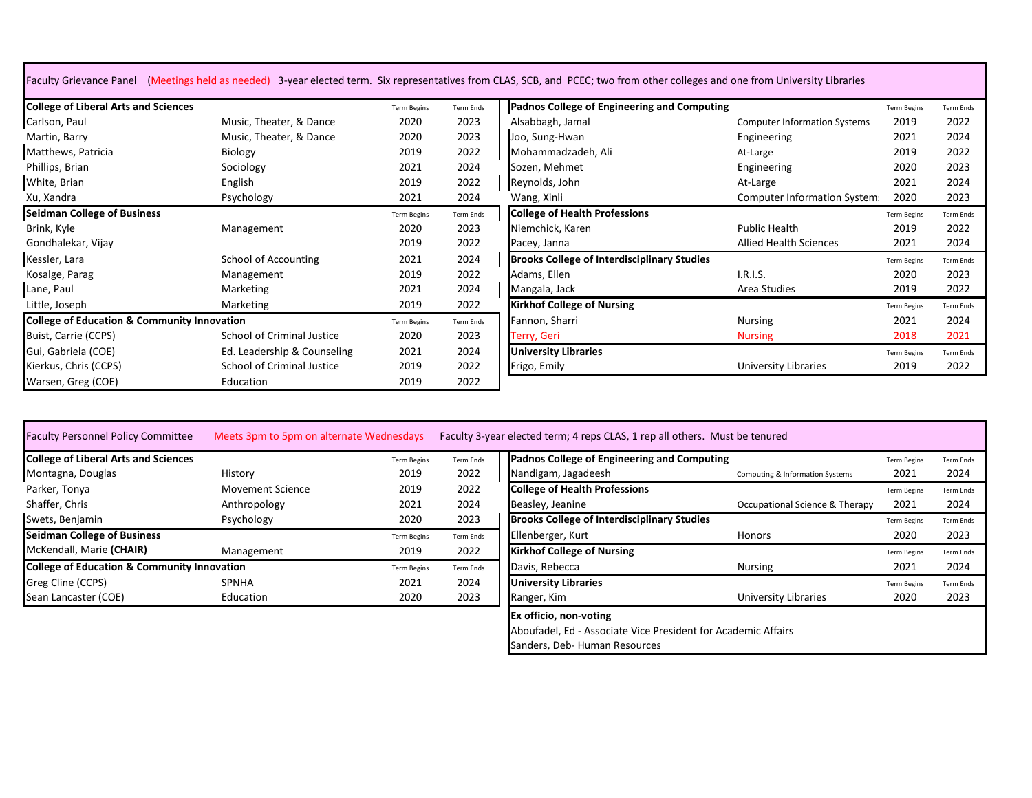## Faculty Grievance Panel

(Meetings held as needed) 3-year elected term. Six representatives from CLAS, SCB, and PCEC; two from other colleges and one from University Libraries

| College of Liberal Arts and Sciences | | Term Begins | Term Ends |
|---|---|---|---|
| Carlson, Paul | Music, Theater, & Dance | 2020 | 2023 |
| Martin, Barry | Music, Theater, & Dance | 2020 | 2023 |
| Matthews, Patricia | Biology | 2019 | 2022 |
| Phillips, Brian | Sociology | 2021 | 2024 |
| White, Brian | English | 2019 | 2022 |
| Xu, Xandra | Psychology | 2021 | 2024 |
| **Seidman College of Business** | | Term Begins | Term Ends |
| Brink, Kyle | Management | 2020 | 2023 |
| Gondhalekar, Vijay | | 2019 | 2022 |
| Kessler, Lara | School of Accounting | 2021 | 2024 |
| Kosalge, Parag | Management | 2019 | 2022 |
| Lane, Paul | Marketing | 2021 | 2024 |
| Little, Joseph | Marketing | 2019 | 2022 |
| **College of Education & Community Innovation** | | Term Begins | Term Ends |
| Buist, Carrie (CCPS) | School of Criminal Justice | 2020 | 2023 |
| Gui, Gabriela (COE) | Ed. Leadership & Counseling | 2021 | 2024 |
| Kierkus, Chris (CCPS) | School of Criminal Justice | 2019 | 2022 |
| Warsen, Greg (COE) | Education | 2019 | 2022 |

| Padnos College of Engineering and Computing | | Term Begins | Term Ends |
|---|---|---|---|
| Alsabbagh, Jamal | Computer Information Systems | 2019 | 2022 |
| Joo, Sung-Hwan | Engineering | 2021 | 2024 |
| Mohammadzadeh, Ali | At-Large | 2019 | 2022 |
| Sozen, Mehmet | Engineering | 2020 | 2023 |
| Reynolds, John | At-Large | 2021 | 2024 |
| Wang, Xinli | Computer Information System | 2020 | 2023 |
| **College of Health Professions** | | Term Begins | Term Ends |
| Niemchick, Karen | Public Health | 2019 | 2022 |
| Pacey, Janna | Allied Health Sciences | 2021 | 2024 |
| **Brooks College of Interdisciplinary Studies** | | Term Begins | Term Ends |
| Adams, Ellen | I.R.I.S. | 2020 | 2023 |
| Mangala, Jack | Area Studies | 2019 | 2022 |
| **Kirkhof College of Nursing** | | Term Begins | Term Ends |
| Fannon, Sharri | Nursing | 2021 | 2024 |
| Terry, Geri | Nursing | 2018 | 2021 |
| **University Libraries** | | Term Begins | Term Ends |
| Frigo, Emily | University Libraries | 2019 | 2022 |

## Faculty Personnel Policy Committee

Meets 3pm to 5pm on alternate Wednesdays. Faculty 3-year elected term; 4 reps CLAS, 1 rep all others. Must be tenured

| College of Liberal Arts and Sciences | | Term Begins | Term Ends |
|---|---|---|---|
| Montagna, Douglas | History | 2019 | 2022 |
| Parker, Tonya | Movement Science | 2019 | 2022 |
| Shaffer, Chris | Anthropology | 2021 | 2024 |
| Swets, Benjamin | Psychology | 2020 | 2023 |
| **Seidman College of Business** | | Term Begins | Term Ends |
| McKendall, Marie **(CHAIR)** | Management | 2019 | 2022 |
| **College of Education & Community Innovation** | | Term Begins | Term Ends |
| Greg Cline (CCPS) | SPNHA | 2021 | 2024 |
| Sean Lancaster (COE) | Education | 2020 | 2023 |

| Padnos College of Engineering and Computing | | Term Begins | Term Ends |
|---|---|---|---|
| Nandigam, Jagadeesh | Computing & Information Systems | 2021 | 2024 |
| **College of Health Professions** | | Term Begins | Term Ends |
| Beasley, Jeanine | Occupational Science & Therapy | 2021 | 2024 |
| **Brooks College of Interdisciplinary Studies** | | Term Begins | Term Ends |
| Ellenberger, Kurt | Honors | 2020 | 2023 |
| **Kirkhof College of Nursing** | | Term Begins | Term Ends |
| Davis, Rebecca | Nursing | 2021 | 2024 |
| **University Libraries** | | Term Begins | Term Ends |
| Ranger, Kim | University Libraries | 2020 | 2023 |

**Ex officio, non-voting**

Aboufadel, Ed - Associate Vice President for Academic Affairs

Sanders, Deb- Human Resources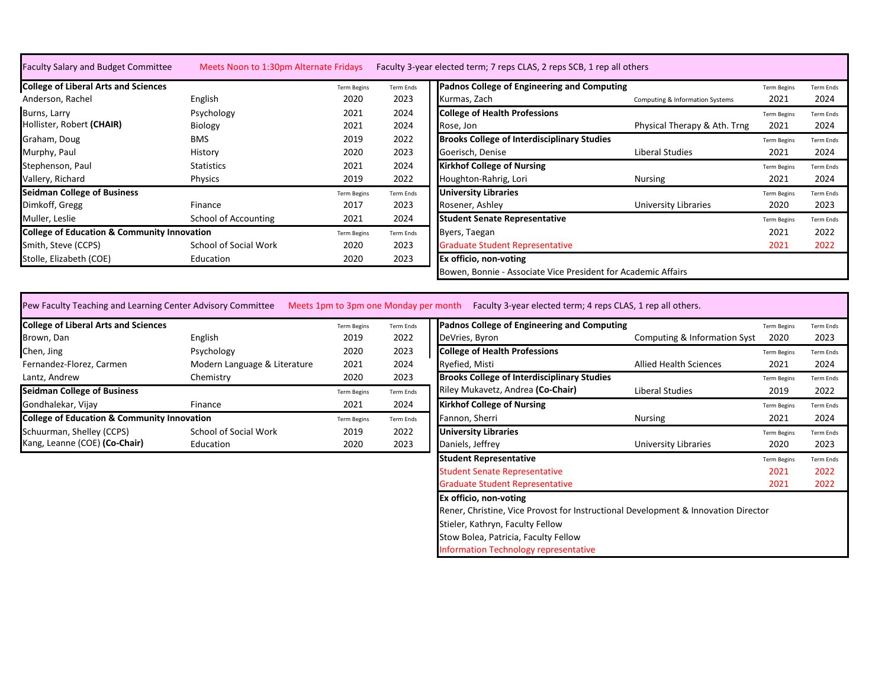## Faculty Salary and Budget Committee

Meets Noon to 1:30pm Alternate Fridays

Faculty 3-year elected term; 7 reps CLAS, 2 reps SCB, 1 rep all others

| College of Liberal Arts and Sciences | | Term Begins | Term Ends |
|---|---|---|---|
| Anderson, Rachel | English | 2020 | 2023 |
| Burns, Larry | Psychology | 2021 | 2024 |
| Hollister, Robert **(CHAIR)** | Biology | 2021 | 2024 |
| Graham, Doug | BMS | 2019 | 2022 |
| Murphy, Paul | History | 2020 | 2023 |
| Stephenson, Paul | Statistics | 2021 | 2024 |
| Vallery, Richard | Physics | 2019 | 2022 |
| **Seidman College of Business** | | Term Begins | Term Ends |
| Dimkoff, Gregg | Finance | 2017 | 2023 |
| Muller, Leslie | School of Accounting | 2021 | 2024 |
| **College of Education & Community Innovation** | | Term Begins | Term Ends |
| Smith, Steve (CCPS) | School of Social Work | 2020 | 2023 |
| Stolle, Elizabeth (COE) | Education | 2020 | 2023 |

| Padnos College of Engineering and Computing | | Term Begins | Term Ends |
|---|---|---|---|
| Kurmas, Zach | Computing & Information Systems | 2021 | 2024 |
| **College of Health Professions** | | Term Begins | Term Ends |
| Rose, Jon | Physical Therapy & Ath. Trng | 2021 | 2024 |
| **Brooks College of Interdisciplinary Studies** | | Term Begins | Term Ends |
| Goerisch, Denise | Liberal Studies | 2021 | 2024 |
| **Kirkhof College of Nursing** | | Term Begins | Term Ends |
| Houghton-Rahrig, Lori | Nursing | 2021 | 2024 |
| **University Libraries** | | Term Begins | Term Ends |
| Rosener, Ashley | University Libraries | 2020 | 2023 |
| **Student Senate Representative** | | Term Begins | Term Ends |
| Byers, Taegan | | 2021 | 2022 |
| Graduate Student Representative | | 2021 | 2022 |
| **Ex officio, non-voting** | | | |
| Bowen, Bonnie - Associate Vice President for Academic Affairs | | | |

## Pew Faculty Teaching and Learning Center Advisory Committee

Meets 1pm to 3pm one Monday per month

Faculty 3-year elected term; 4 reps CLAS, 1 rep all others.

| College of Liberal Arts and Sciences | | Term Begins | Term Ends |
|---|---|---|---|
| Brown, Dan | English | 2019 | 2022 |
| Chen, Jing | Psychology | 2020 | 2023 |
| Fernandez-Florez, Carmen | Modern Language & Literature | 2021 | 2024 |
| Lantz, Andrew | Chemistry | 2020 | 2023 |
| **Seidman College of Business** | | Term Begins | Term Ends |
| Gondhalekar, Vijay | Finance | 2021 | 2024 |
| **College of Education & Community Innovation** | | Term Begins | Term Ends |
| Schuurman, Shelley (CCPS) | School of Social Work | 2019 | 2022 |
| Kang, Leanne (COE) **(Co-Chair)** | Education | 2020 | 2023 |

| Padnos College of Engineering and Computing | | Term Begins | Term Ends |
|---|---|---|---|
| DeVries, Byron | Computing & Information Syst | 2020 | 2023 |
| **College of Health Professions** | | Term Begins | Term Ends |
| Ryefied, Misti | Allied Health Sciences | 2021 | 2024 |
| **Brooks College of Interdisciplinary Studies** | | Term Begins | Term Ends |
| Riley Mukavetz, Andrea **(Co-Chair)** | Liberal Studies | 2019 | 2022 |
| **Kirkhof College of Nursing** | | Term Begins | Term Ends |
| Fannon, Sherri | Nursing | 2021 | 2024 |
| **University Libraries** | | Term Begins | Term Ends |
| Daniels, Jeffrey | University Libraries | 2020 | 2023 |
| **Student Representative** | | Term Begins | Term Ends |
| Student Senate Representative | | 2021 | 2022 |
| Graduate Student Representative | | 2021 | 2022 |
| **Ex officio, non-voting** | | | |
| Rener, Christine, Vice Provost for Instructional Development & Innovation Director | | | |
| Stieler, Kathryn, Faculty Fellow | | | |
| Stow Bolea, Patricia, Faculty Fellow | | | |
| Information Technology representative | | | |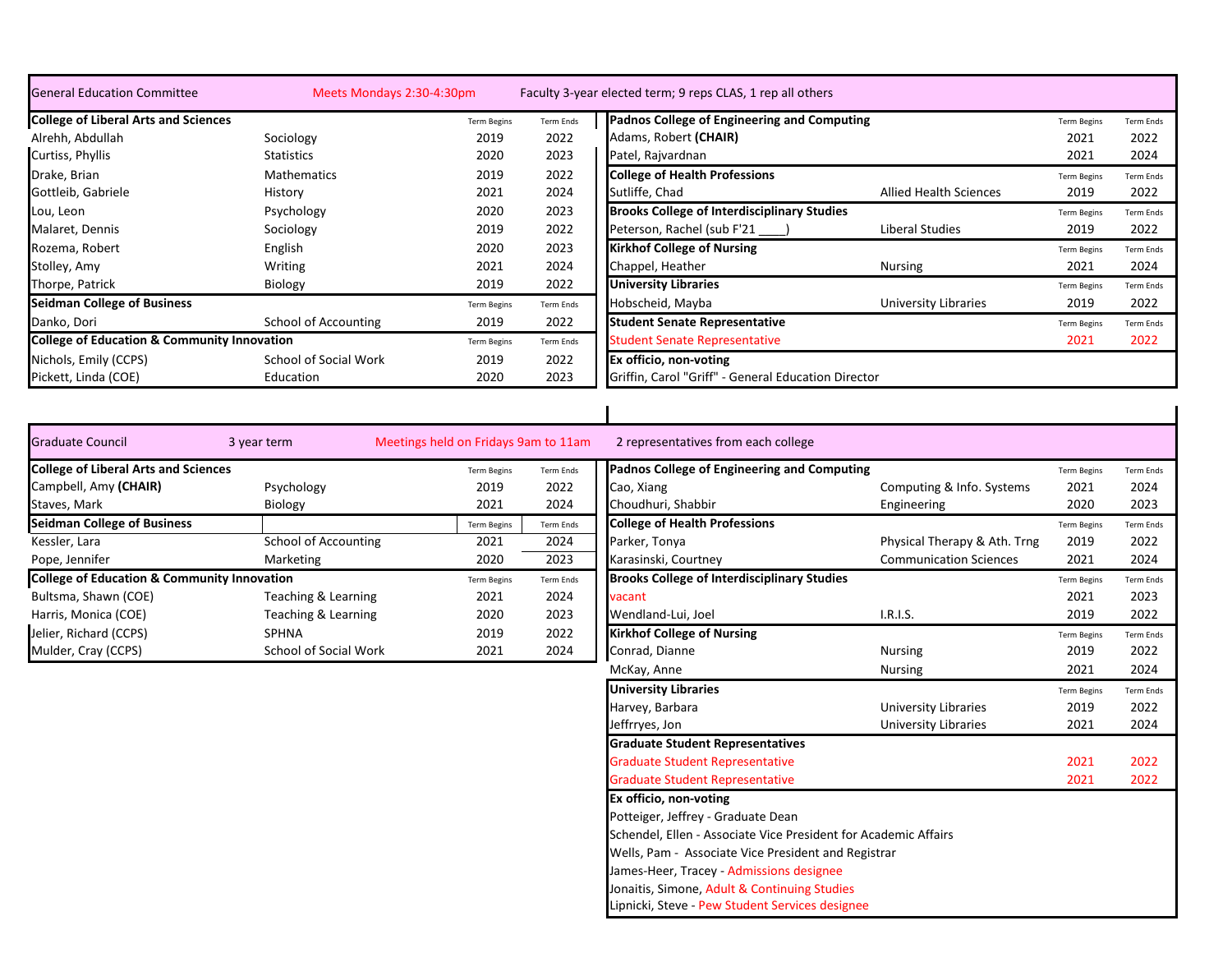## General Education Committee

Meets Mondays 2:30-4:30pm

Faculty 3-year elected term; 9 reps CLAS, 1 rep all others

| College of Liberal Arts and Sciences | | Term Begins | Term Ends |
|---|---|---|---|
| Alrehh, Abdullah | Sociology | 2019 | 2022 |
| Curtiss, Phyllis | Statistics | 2020 | 2023 |
| Drake, Brian | Mathematics | 2019 | 2022 |
| Gottleib, Gabriele | History | 2021 | 2024 |
| Lou, Leon | Psychology | 2020 | 2023 |
| Malaret, Dennis | Sociology | 2019 | 2022 |
| Rozema, Robert | English | 2020 | 2023 |
| Stolley, Amy | Writing | 2021 | 2024 |
| Thorpe, Patrick | Biology | 2019 | 2022 |
| **Seidman College of Business** | | Term Begins | Term Ends |
| Danko, Dori | School of Accounting | 2019 | 2022 |
| **College of Education & Community Innovation** | | Term Begins | Term Ends |
| Nichols, Emily (CCPS) | School of Social Work | 2019 | 2022 |
| Pickett, Linda (COE) | Education | 2020 | 2023 |

| Padnos College of Engineering and Computing | | Term Begins | Term Ends |
|---|---|---|---|
| Adams, Robert **(CHAIR)** | | 2021 | 2022 |
| Patel, Rajvardnan | | 2021 | 2024 |
| **College of Health Professions** | | Term Begins | Term Ends |
| Sutliffe, Chad | Allied Health Sciences | 2019 | 2022 |
| **Brooks College of Interdisciplinary Studies** | | Term Begins | Term Ends |
| Peterson, Rachel (sub F'21 ____) | Liberal Studies | 2019 | 2022 |
| **Kirkhof College of Nursing** | | Term Begins | Term Ends |
| Chappel, Heather | Nursing | 2021 | 2024 |
| **University Libraries** | | Term Begins | Term Ends |
| Hobscheid, Mayba | University Libraries | 2019 | 2022 |
| **Student Senate Representative** | | Term Begins | Term Ends |
| Student Senate Representative | | 2021 | 2022 |
| **Ex officio, non-voting** | | | |
| Griffin, Carol "Griff" - General Education Director | | | |

## Graduate Council

3 year term

Meetings held on Fridays 9am to 11am

2 representatives from each college

| College of Liberal Arts and Sciences | | Term Begins | Term Ends |
|---|---|---|---|
| Campbell, Amy **(CHAIR)** | Psychology | 2019 | 2022 |
| Staves, Mark | Biology | 2021 | 2024 |
| **Seidman College of Business** | | Term Begins | Term Ends |
| Kessler, Lara | School of Accounting | 2021 | 2024 |
| Pope, Jennifer | Marketing | 2020 | 2023 |
| **College of Education & Community Innovation** | | Term Begins | Term Ends |
| Bultsma, Shawn (COE) | Teaching & Learning | 2021 | 2024 |
| Harris, Monica (COE) | Teaching & Learning | 2020 | 2023 |
| Jelier, Richard (CCPS) | SPHNA | 2019 | 2022 |
| Mulder, Cray (CCPS) | School of Social Work | 2021 | 2024 |

| Padnos College of Engineering and Computing | | Term Begins | Term Ends |
|---|---|---|---|
| Cao, Xiang | Computing & Info. Systems | 2021 | 2024 |
| Choudhuri, Shabbir | Engineering | 2020 | 2023 |
| **College of Health Professions** | | Term Begins | Term Ends |
| Parker, Tonya | Physical Therapy & Ath. Trng | 2019 | 2022 |
| Karasinski, Courtney | Communication Sciences | 2021 | 2024 |
| **Brooks College of Interdisciplinary Studies** | | Term Begins | Term Ends |
| vacant | | 2021 | 2023 |
| Wendland-Lui, Joel | I.R.I.S. | 2019 | 2022 |
| **Kirkhof College of Nursing** | | Term Begins | Term Ends |
| Conrad, Dianne | Nursing | 2019 | 2022 |
| McKay, Anne | Nursing | 2021 | 2024 |
| **University Libraries** | | Term Begins | Term Ends |
| Harvey, Barbara | University Libraries | 2019 | 2022 |
| Jeffrryes, Jon | University Libraries | 2021 | 2024 |
| **Graduate Student Representatives** | | | |
| Graduate Student Representative | | 2021 | 2022 |
| Graduate Student Representative | | 2021 | 2022 |
| **Ex officio, non-voting** | | | |
| Potteiger, Jeffrey - Graduate Dean | | | |
| Schendel, Ellen - Associate Vice President for Academic Affairs | | | |
| Wells, Pam - Associate Vice President and Registrar | | | |
| James-Heer, Tracey - Admissions designee | | | |
| Jonaitis, Simone, Adult & Continuing Studies | | | |
| Lipnicki, Steve - Pew Student Services designee | | | |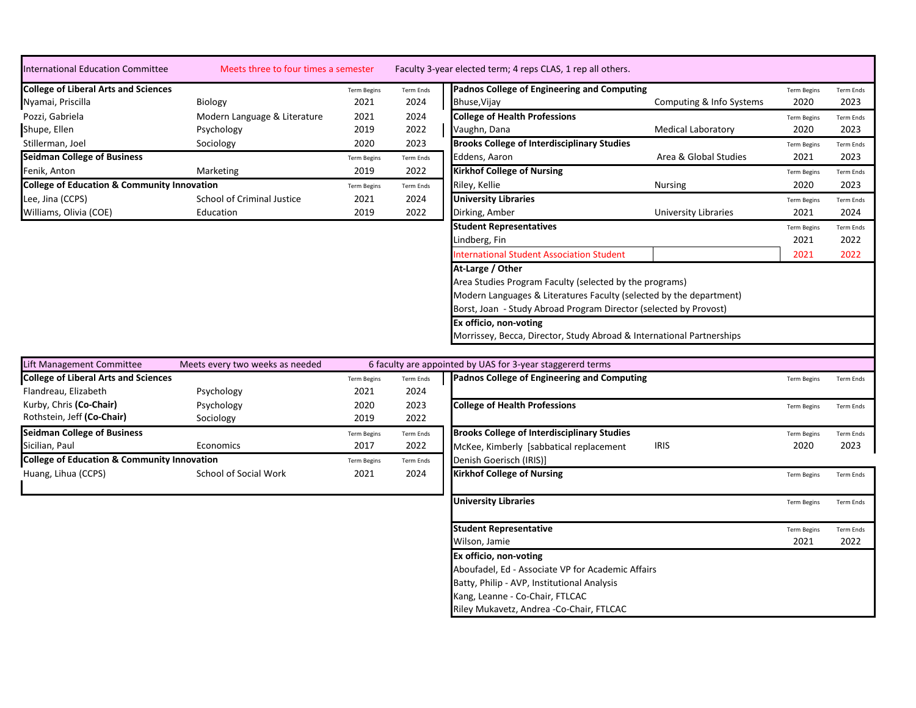## International Education Committee

Meets three to four times a semester

Faculty 3-year elected term; 4 reps CLAS, 1 rep all others.

| College of Liberal Arts and Sciences | | Term Begins | Term Ends |
|---|---|---|---|
| Nyamai, Priscilla | Biology | 2021 | 2024 |
| Pozzi, Gabriela | Modern Language & Literature | 2021 | 2024 |
| Shupe, Ellen | Psychology | 2019 | 2022 |
| Stillerman, Joel | Sociology | 2020 | 2023 |
| **Seidman College of Business** | | Term Begins | Term Ends |
| Fenik, Anton | Marketing | 2019 | 2022 |
| **College of Education & Community Innovation** | | Term Begins | Term Ends |
| Lee, Jina (CCPS) | School of Criminal Justice | 2021 | 2024 |
| Williams, Olivia (COE) | Education | 2019 | 2022 |

| Padnos College of Engineering and Computing | | Term Begins | Term Ends |
|---|---|---|---|
| Bhuse,Vijay | Computing & Info Systems | 2020 | 2023 |
| **College of Health Professions** | | Term Begins | Term Ends |
| Vaughn, Dana | Medical Laboratory | 2020 | 2023 |
| **Brooks College of Interdisciplinary Studies** | | Term Begins | Term Ends |
| Eddens, Aaron | Area & Global Studies | 2021 | 2023 |
| **Kirkhof College of Nursing** | | Term Begins | Term Ends |
| Riley, Kellie | Nursing | 2020 | 2023 |
| **University Libraries** | | Term Begins | Term Ends |
| Dirking, Amber | University Libraries | 2021 | 2024 |
| **Student Representatives** | | Term Begins | Term Ends |
| Lindberg, Fin | | 2021 | 2022 |
| International Student Association Student | | 2021 | 2022 |

**At-Large / Other**

Area Studies Program Faculty (selected by the programs)

Modern Languages & Literatures Faculty (selected by the department)

Borst, Joan - Study Abroad Program Director (selected by Provost)

**Ex officio, non-voting**

Morrissey, Becca, Director, Study Abroad & International Partnerships

## Lift Management Committee

Meets every two weeks as needed

6 faculty are appointed by UAS for 3-year staggererd terms

| College of Liberal Arts and Sciences | | Term Begins | Term Ends |
|---|---|---|---|
| Flandreau, Elizabeth | Psychology | 2021 | 2024 |
| Kurby, Chris **(Co-Chair)** | Psychology | 2020 | 2023 |
| Rothstein, Jeff **(Co-Chair)** | Sociology | 2019 | 2022 |
| **Seidman College of Business** | | Term Begins | Term Ends |
| Sicilian, Paul | Economics | 2017 | 2022 |
| **College of Education & Community Innovation** | | Term Begins | Term Ends |
| Huang, Lihua (CCPS) | School of Social Work | 2021 | 2024 |

| Padnos College of Engineering and Computing | | Term Begins | Term Ends |
|---|---|---|---|
| **College of Health Professions** | | Term Begins | Term Ends |
| **Brooks College of Interdisciplinary Studies** | | Term Begins | Term Ends |
| McKee, Kimberly [sabbatical replacement Denish Goerisch (IRIS)] | IRIS | 2020 | 2023 |
| **Kirkhof College of Nursing** | | Term Begins | Term Ends |
| **University Libraries** | | Term Begins | Term Ends |
| **Student Representative** | | Term Begins | Term Ends |
| Wilson, Jamie | | 2021 | 2022 |

**Ex officio, non-voting**

Aboufadel, Ed - Associate VP for Academic Affairs

Batty, Philip - AVP, Institutional Analysis

Kang, Leanne - Co-Chair, FTLCAC

Riley Mukavetz, Andrea -Co-Chair, FTLCAC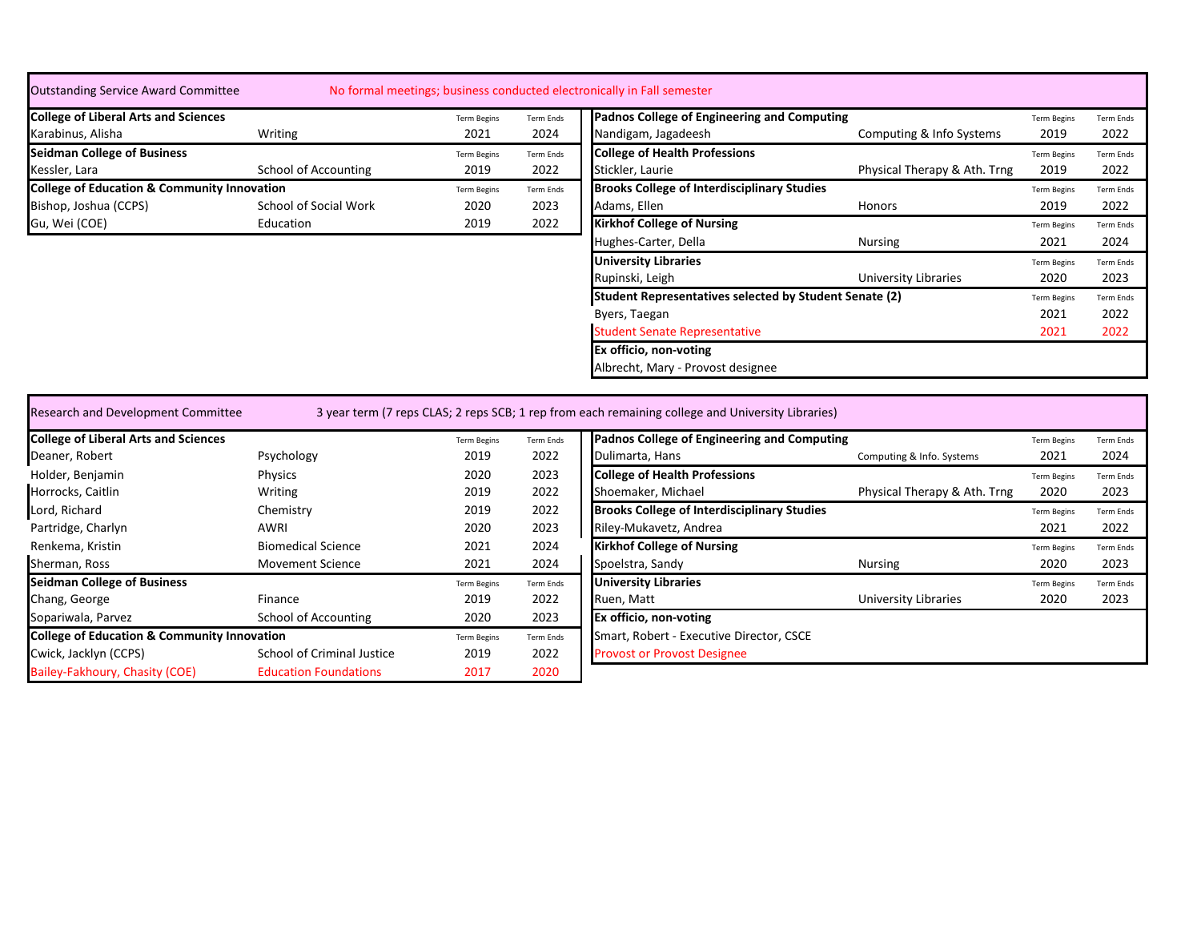## Outstanding Service Award Committee

No formal meetings; business conducted electronically in Fall semester

| College of Liberal Arts and Sciences | | Term Begins | Term Ends |
|---|---|---|---|
| Karabinus, Alisha | Writing | 2021 | 2024 |
| **Seidman College of Business** | | Term Begins | Term Ends |
| Kessler, Lara | School of Accounting | 2019 | 2022 |
| **College of Education & Community Innovation** | | Term Begins | Term Ends |
| Bishop, Joshua (CCPS) | School of Social Work | 2020 | 2023 |
| Gu, Wei (COE) | Education | 2019 | 2022 |

| Padnos College of Engineering and Computing | | Term Begins | Term Ends |
|---|---|---|---|
| Nandigam, Jagadeesh | Computing & Info Systems | 2019 | 2022 |
| **College of Health Professions** | | Term Begins | Term Ends |
| Stickler, Laurie | Physical Therapy & Ath. Trng | 2019 | 2022 |
| **Brooks College of Interdisciplinary Studies** | | Term Begins | Term Ends |
| Adams, Ellen | Honors | 2019 | 2022 |
| **Kirkhof College of Nursing** | | Term Begins | Term Ends |
| Hughes-Carter, Della | Nursing | 2021 | 2024 |
| **University Libraries** | | Term Begins | Term Ends |
| Rupinski, Leigh | University Libraries | 2020 | 2023 |
| **Student Representatives selected by Student Senate (2)** | | Term Begins | Term Ends |
| Byers, Taegan | | 2021 | 2022 |
| Student Senate Representative | | 2021 | 2022 |
| **Ex officio, non-voting** | | | |
| Albrecht, Mary - Provost designee | | | |

## Research and Development Committee

3 year term (7 reps CLAS; 2 reps SCB; 1 rep from each remaining college and University Libraries)

| College of Liberal Arts and Sciences | | Term Begins | Term Ends |
|---|---|---|---|
| Deaner, Robert | Psychology | 2019 | 2022 |
| Holder, Benjamin | Physics | 2020 | 2023 |
| Horrocks, Caitlin | Writing | 2019 | 2022 |
| Lord, Richard | Chemistry | 2019 | 2022 |
| Partridge, Charlyn | AWRI | 2020 | 2023 |
| Renkema, Kristin | Biomedical Science | 2021 | 2024 |
| Sherman, Ross | Movement Science | 2021 | 2024 |
| **Seidman College of Business** | | Term Begins | Term Ends |
| Chang, George | Finance | 2019 | 2022 |
| Sopariwala, Parvez | School of Accounting | 2020 | 2023 |
| **College of Education & Community Innovation** | | Term Begins | Term Ends |
| Cwick, Jacklyn (CCPS) | School of Criminal Justice | 2019 | 2022 |
| Bailey-Fakhoury, Chasity (COE) | Education Foundations | 2017 | 2020 |

| Padnos College of Engineering and Computing | | Term Begins | Term Ends |
|---|---|---|---|
| Dulimarta, Hans | Computing & Info. Systems | 2021 | 2024 |
| **College of Health Professions** | | Term Begins | Term Ends |
| Shoemaker, Michael | Physical Therapy & Ath. Trng | 2020 | 2023 |
| **Brooks College of Interdisciplinary Studies** | | Term Begins | Term Ends |
| Riley-Mukavetz, Andrea | | 2021 | 2022 |
| **Kirkhof College of Nursing** | | Term Begins | Term Ends |
| Spoelstra, Sandy | Nursing | 2020 | 2023 |
| **University Libraries** | | Term Begins | Term Ends |
| Ruen, Matt | University Libraries | 2020 | 2023 |
| **Ex officio, non-voting** | | | |
| Smart, Robert - Executive Director, CSCE | | | |
| Provost or Provost Designee | | | |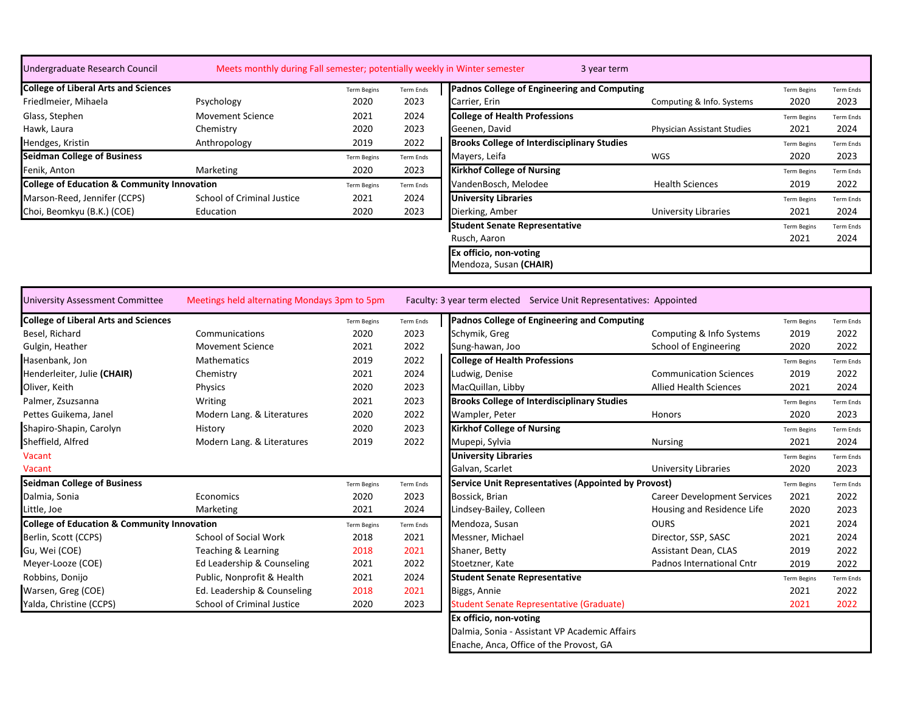## Undergraduate Research Council

Meets monthly during Fall semester; potentially weekly in Winter semester — 3 year term

| College of Liberal Arts and Sciences | | Term Begins | Term Ends |
|---|---|---|---|
| Friedlmeier, Mihaela | Psychology | 2020 | 2023 |
| Glass, Stephen | Movement Science | 2021 | 2024 |
| Hawk, Laura | Chemistry | 2020 | 2023 |
| Hendges, Kristin | Anthropology | 2019 | 2022 |
| **Seidman College of Business** | | Term Begins | Term Ends |
| Fenik, Anton | Marketing | 2020 | 2023 |
| **College of Education & Community Innovation** | | Term Begins | Term Ends |
| Marson-Reed, Jennifer (CCPS) | School of Criminal Justice | 2021 | 2024 |
| Choi, Beomkyu (B.K.) (COE) | Education | 2020 | 2023 |

| Padnos College of Engineering and Computing | | Term Begins | Term Ends |
|---|---|---|---|
| Carrier, Erin | Computing & Info. Systems | 2020 | 2023 |
| **College of Health Professions** | | Term Begins | Term Ends |
| Geenen, David | Physician Assistant Studies | 2021 | 2024 |
| **Brooks College of Interdisciplinary Studies** | | Term Begins | Term Ends |
| Mayers, Leifa | WGS | 2020 | 2023 |
| **Kirkhof College of Nursing** | | Term Begins | Term Ends |
| VandenBosch, Melodee | Health Sciences | 2019 | 2022 |
| **University Libraries** | | Term Begins | Term Ends |
| Dierking, Amber | University Libraries | 2021 | 2024 |
| **Student Senate Representative** | | Term Begins | Term Ends |
| Rusch, Aaron | | 2021 | 2024 |
| **Ex officio, non-voting** | | | |
| Mendoza, Susan **(CHAIR)** | | | |

## University Assessment Committee

Meetings held alternating Mondays 3pm to 5pm — Faculty: 3 year term elected — Service Unit Representatives: Appointed

| College of Liberal Arts and Sciences | | Term Begins | Term Ends |
|---|---|---|---|
| Besel, Richard | Communications | 2020 | 2023 |
| Gulgin, Heather | Movement Science | 2021 | 2022 |
| Hasenbank, Jon | Mathematics | 2019 | 2022 |
| Henderleiter, Julie **(CHAIR)** | Chemistry | 2021 | 2024 |
| Oliver, Keith | Physics | 2020 | 2023 |
| Palmer, Zsuzsanna | Writing | 2021 | 2023 |
| Pettes Guikema, Janel | Modern Lang. & Literatures | 2020 | 2022 |
| Shapiro-Shapin, Carolyn | History | 2020 | 2023 |
| Sheffield, Alfred | Modern Lang. & Literatures | 2019 | 2022 |
| Vacant | | | |
| Vacant | | | |
| **Seidman College of Business** | | Term Begins | Term Ends |
| Dalmia, Sonia | Economics | 2020 | 2023 |
| Little, Joe | Marketing | 2021 | 2024 |
| **College of Education & Community Innovation** | | Term Begins | Term Ends |
| Berlin, Scott (CCPS) | School of Social Work | 2018 | 2021 |
| Gu, Wei (COE) | Teaching & Learning | 2018 | 2021 |
| Meyer-Looze (COE) | Ed Leadership & Counseling | 2021 | 2022 |
| Robbins, Donijo | Public, Nonprofit & Health | 2021 | 2024 |
| Warsen, Greg (COE) | Ed. Leadership & Counseling | 2018 | 2021 |
| Yalda, Christine (CCPS) | School of Criminal Justice | 2020 | 2023 |

| Padnos College of Engineering and Computing | | Term Begins | Term Ends |
|---|---|---|---|
| Schymik, Greg | Computing & Info Systems | 2019 | 2022 |
| Sung-hawan, Joo | School of Engineering | 2020 | 2022 |
| **College of Health Professions** | | Term Begins | Term Ends |
| Ludwig, Denise | Communication Sciences | 2019 | 2022 |
| MacQuillan, Libby | Allied Health Sciences | 2021 | 2024 |
| **Brooks College of Interdisciplinary Studies** | | Term Begins | Term Ends |
| Wampler, Peter | Honors | 2020 | 2023 |
| **Kirkhof College of Nursing** | | Term Begins | Term Ends |
| Mupepi, Sylvia | Nursing | 2021 | 2024 |
| **University Libraries** | | Term Begins | Term Ends |
| Galvan, Scarlet | University Libraries | 2020 | 2023 |
| **Service Unit Representatives (Appointed by Provost)** | | Term Begins | Term Ends |
| Bossick, Brian | Career Development Services | 2021 | 2022 |
| Lindsey-Bailey, Colleen | Housing and Residence Life | 2020 | 2023 |
| Mendoza, Susan | OURS | 2021 | 2024 |
| Messner, Michael | Director, SSP, SASC | 2021 | 2024 |
| Shaner, Betty | Assistant Dean, CLAS | 2019 | 2022 |
| Stoetzner, Kate | Padnos International Cntr | 2019 | 2022 |
| **Student Senate Representative** | | Term Begins | Term Ends |
| Biggs, Annie | | 2021 | 2022 |
| Student Senate Representative (Graduate) | | 2021 | 2022 |
| **Ex officio, non-voting** | | | |
| Dalmia, Sonia - Assistant VP Academic Affairs | | | |
| Enache, Anca, Office of the Provost, GA | | | |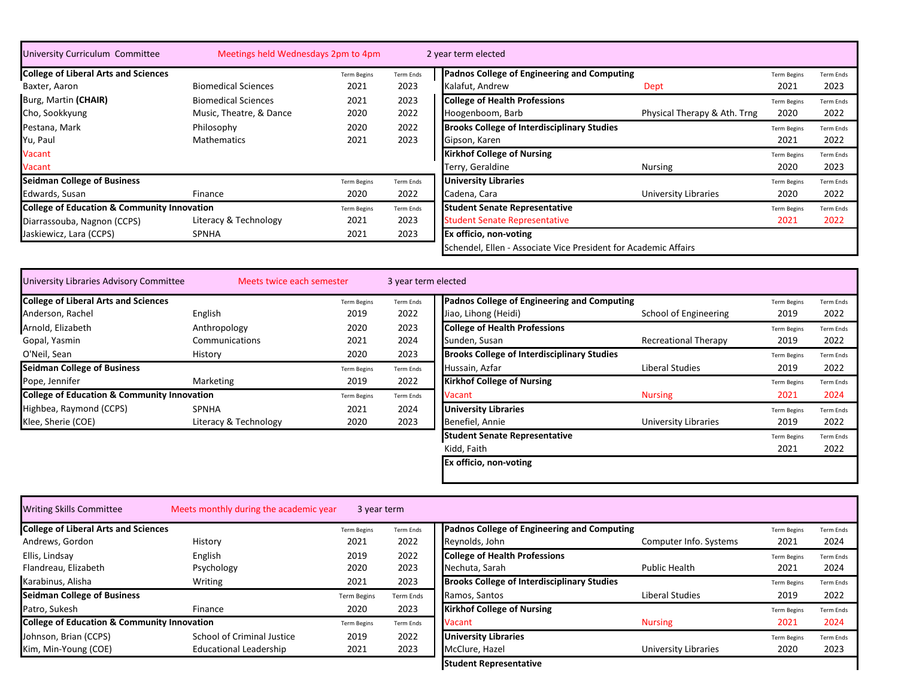## University Curriculum Committee

Meetings held Wednesdays 2pm to 4pm — 2 year term elected

| College of Liberal Arts and Sciences | | Term Begins | Term Ends |
|---|---|---|---|
| Baxter, Aaron | Biomedical Sciences | 2021 | 2023 |
| Burg, Martin **(CHAIR)** | Biomedical Sciences | 2021 | 2023 |
| Cho, Sookkyung | Music, Theatre, & Dance | 2020 | 2022 |
| Pestana, Mark | Philosophy | 2020 | 2022 |
| Yu, Paul | Mathematics | 2021 | 2023 |
| Vacant | | | |
| Vacant | | | |
| **Seidman College of Business** | | Term Begins | Term Ends |
| Edwards, Susan | Finance | 2020 | 2022 |
| **College of Education & Community Innovation** | | Term Begins | Term Ends |
| Diarrassouba, Nagnon (CCPS) | Literacy & Technology | 2021 | 2023 |
| Jaskiewicz, Lara (CCPS) | SPNHA | 2021 | 2023 |

| Padnos College of Engineering and Computing | | Term Begins | Term Ends |
|---|---|---|---|
| Kalafut, Andrew | Dept | 2021 | 2023 |
| **College of Health Professions** | | Term Begins | Term Ends |
| Hoogenboom, Barb | Physical Therapy & Ath. Trng | 2020 | 2022 |
| **Brooks College of Interdisciplinary Studies** | | Term Begins | Term Ends |
| Gipson, Karen | | 2021 | 2022 |
| **Kirkhof College of Nursing** | | Term Begins | Term Ends |
| Terry, Geraldine | Nursing | 2020 | 2023 |
| **University Libraries** | | Term Begins | Term Ends |
| Cadena, Cara | University Libraries | 2020 | 2022 |
| **Student Senate Representative** | | Term Begins | Term Ends |
| Student Senate Representative | | 2021 | 2022 |
| **Ex officio, non-voting** | | | |
| Schendel, Ellen - Associate Vice President for Academic Affairs | | | |

## University Libraries Advisory Committee

Meets twice each semester — 3 year term elected

| College of Liberal Arts and Sciences | | Term Begins | Term Ends |
|---|---|---|---|
| Anderson, Rachel | English | 2019 | 2022 |
| Arnold, Elizabeth | Anthropology | 2020 | 2023 |
| Gopal, Yasmin | Communications | 2021 | 2024 |
| O'Neil, Sean | History | 2020 | 2023 |
| **Seidman College of Business** | | Term Begins | Term Ends |
| Pope, Jennifer | Marketing | 2019 | 2022 |
| **College of Education & Community Innovation** | | Term Begins | Term Ends |
| Highbea, Raymond (CCPS) | SPNHA | 2021 | 2024 |
| Klee, Sherie (COE) | Literacy & Technology | 2020 | 2023 |

| Padnos College of Engineering and Computing | | Term Begins | Term Ends |
|---|---|---|---|
| Jiao, Lihong (Heidi) | School of Engineering | 2019 | 2022 |
| **College of Health Professions** | | Term Begins | Term Ends |
| Sunden, Susan | Recreational Therapy | 2019 | 2022 |
| **Brooks College of Interdisciplinary Studies** | | Term Begins | Term Ends |
| Hussain, Azfar | Liberal Studies | 2019 | 2022 |
| **Kirkhof College of Nursing** | | Term Begins | Term Ends |
| Vacant | Nursing | 2021 | 2024 |
| **University Libraries** | | Term Begins | Term Ends |
| Benefiel, Annie | University Libraries | 2019 | 2022 |
| **Student Senate Representative** | | Term Begins | Term Ends |
| Kidd, Faith | | 2021 | 2022 |
| **Ex officio, non-voting** | | | |

## Writing Skills Committee

Meets monthly during the academic year — 3 year term

| College of Liberal Arts and Sciences | | Term Begins | Term Ends |
|---|---|---|---|
| Andrews, Gordon | History | 2021 | 2022 |
| Ellis, Lindsay | English | 2019 | 2022 |
| Flandreau, Elizabeth | Psychology | 2020 | 2023 |
| Karabinus, Alisha | Writing | 2021 | 2023 |
| **Seidman College of Business** | | Term Begins | Term Ends |
| Patro, Sukesh | Finance | 2020 | 2023 |
| **College of Education & Community Innovation** | | Term Begins | Term Ends |
| Johnson, Brian (CCPS) | School of Criminal Justice | 2019 | 2022 |
| Kim, Min-Young (COE) | Educational Leadership | 2021 | 2023 |

| Padnos College of Engineering and Computing | | Term Begins | Term Ends |
|---|---|---|---|
| Reynolds, John | Computer Info. Systems | 2021 | 2024 |
| **College of Health Professions** | | Term Begins | Term Ends |
| Nechuta, Sarah | Public Health | 2021 | 2024 |
| **Brooks College of Interdisciplinary Studies** | | Term Begins | Term Ends |
| Ramos, Santos | Liberal Studies | 2019 | 2022 |
| **Kirkhof College of Nursing** | | Term Begins | Term Ends |
| Vacant | Nursing | 2021 | 2024 |
| **University Libraries** | | Term Begins | Term Ends |
| McClure, Hazel | University Libraries | 2020 | 2023 |
| **Student Representative** | | | |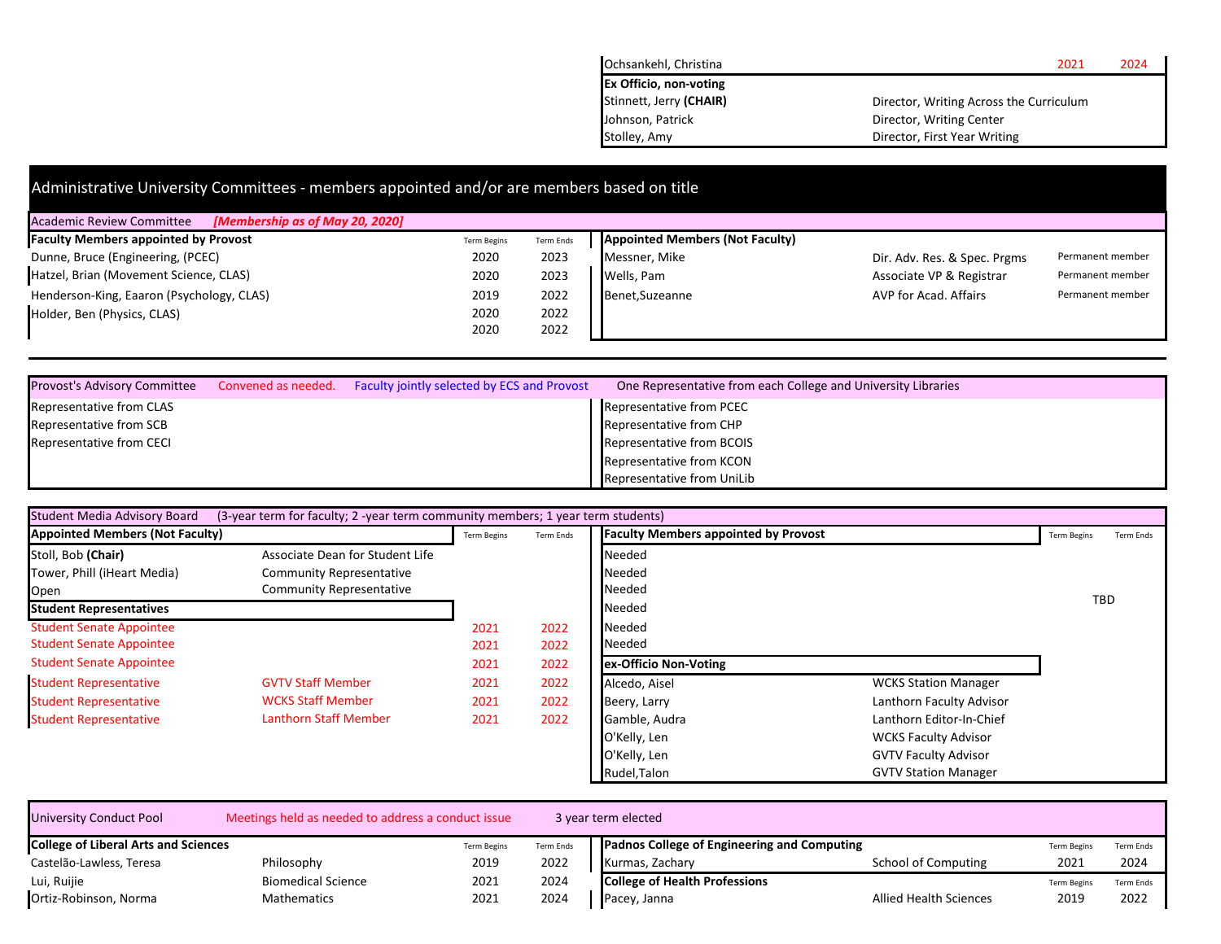| | | | |
|---|---|---|---|
| Ochsankehl, Christina | | 2021 | 2024 |
| **Ex Officio, non-voting** | | | |
| Stinnett, Jerry **(CHAIR)** | Director, Writing Across the Curriculum | | |
| Johnson, Patrick | Director, Writing Center | | |
| Stolley, Amy | Director, First Year Writing | | |

## Administrative University Committees - members appointed and/or are members based on title

### Academic Review Committee *[Membership as of May 20, 2020]*

| Faculty Members appointed by Provost | Term Begins | Term Ends | Appointed Members (Not Faculty) | | |
|---|---|---|---|---|---|
| Dunne, Bruce (Engineering, (PCEC) | 2020 | 2023 | Messner, Mike | Dir. Adv. Res. & Spec. Prgms | Permanent member |
| Hatzel, Brian (Movement Science, CLAS) | 2020 | 2023 | Wells, Pam | Associate VP & Registrar | Permanent member |
| Henderson-King, Eaaron (Psychology, CLAS) | 2019 | 2022 | Benet,Suzeanne | AVP for Acad. Affairs | Permanent member |
| Holder, Ben (Physics, CLAS) | 2020 | 2022 | | | |
| | 2020 | 2022 | | | |

### Provost's Advisory Committee

Convened as needed. Faculty jointly selected by ECS and Provost. One Representative from each College and University Libraries

| | |
|---|---|
| Representative from CLAS | Representative from PCEC |
| Representative from SCB | Representative from CHP |
| Representative from CECI | Representative from BCOIS |
| | Representative from KCON |
| | Representative from UniLib |

### Student Media Advisory Board

(3-year term for faculty; 2 -year term community members; 1 year term students)

| Appointed Members (Not Faculty) | | Term Begins | Term Ends | Faculty Members appointed by Provost | | Term Begins | Term Ends |
|---|---|---|---|---|---|---|---|
| Stoll, Bob **(Chair)** | Associate Dean for Student Life | | | Needed | | | |
| Tower, Phill (iHeart Media) | Community Representative | | | Needed | | | |
| Open | Community Representative | | | Needed | | | |
| **Student Representatives** | | | | Needed | | TBD | |
| Student Senate Appointee | | 2021 | 2022 | Needed | | | |
| Student Senate Appointee | | 2021 | 2022 | Needed | | | |
| Student Senate Appointee | | 2021 | 2022 | **ex-Officio Non-Voting** | | | |
| Student Representative | GVTV Staff Member | 2021 | 2022 | Alcedo, Aisel | WCKS Station Manager | | |
| Student Representative | WCKS Staff Member | 2021 | 2022 | Beery, Larry | Lanthorn Faculty Advisor | | |
| Student Representative | Lanthorn Staff Member | 2021 | 2022 | Gamble, Audra | Lanthorn Editor-In-Chief | | |
| | | | | O'Kelly, Len | WCKS Faculty Advisor | | |
| | | | | O'Kelly, Len | GVTV Faculty Advisor | | |
| | | | | Rudel,Talon | GVTV Station Manager | | |

### University Conduct Pool

Meetings held as needed to address a conduct issue. 3 year term elected

| College of Liberal Arts and Sciences | | Term Begins | Term Ends | Padnos College of Engineering and Computing | | Term Begins | Term Ends |
|---|---|---|---|---|---|---|---|
| Castelão-Lawless, Teresa | Philosophy | 2019 | 2022 | Kurmas, Zachary | School of Computing | 2021 | 2024 |
| Lui, Ruijie | Biomedical Science | 2021 | 2024 | **College of Health Professions** | | Term Begins | Term Ends |
| Ortiz-Robinson, Norma | Mathematics | 2021 | 2024 | Pacey, Janna | Allied Health Sciences | 2019 | 2022 |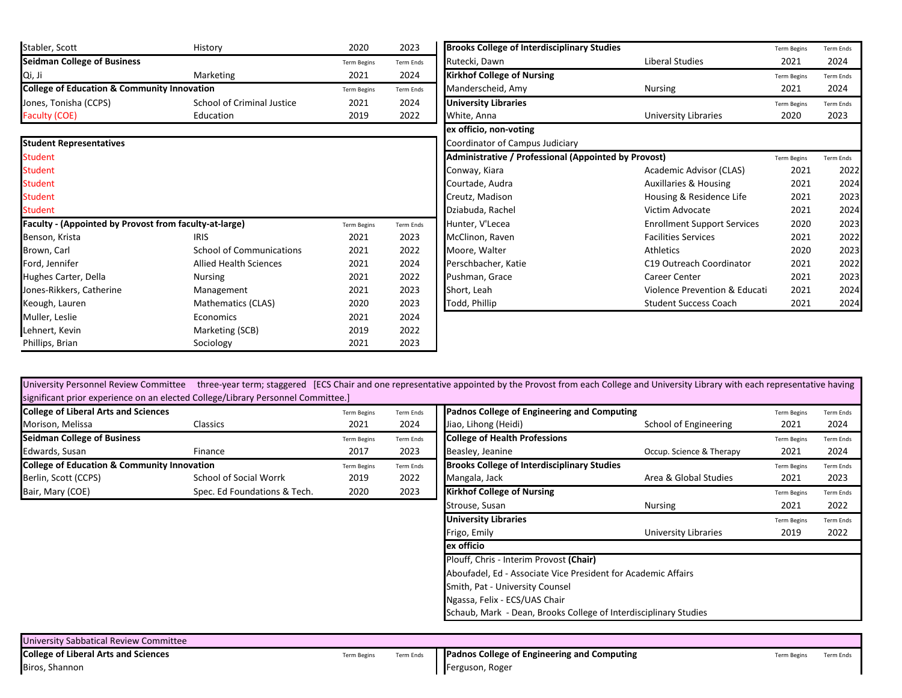| | | Term Begins | Term Ends |
|---|---|---|---|
| Stabler, Scott | History | 2020 | 2023 |
| **Seidman College of Business** | | Term Begins | Term Ends |
| Qi, Ji | Marketing | 2021 | 2024 |
| **College of Education & Community Innovation** | | Term Begins | Term Ends |
| Jones, Tonisha (CCPS) | School of Criminal Justice | 2021 | 2024 |
| Faculty (COE) | Education | 2019 | 2022 |

| **Student Representatives** | | | |
|---|---|---|---|
| Student | | | |
| Student | | | |
| Student | | | |
| Student | | | |
| Student | | | |
| **Faculty - (Appointed by Provost from faculty-at-large)** | | Term Begins | Term Ends |
| Benson, Krista | IRIS | 2021 | 2023 |
| Brown, Carl | School of Communications | 2021 | 2022 |
| Ford, Jennifer | Allied Health Sciences | 2021 | 2024 |
| Hughes Carter, Della | Nursing | 2021 | 2022 |
| Jones-Rikkers, Catherine | Management | 2021 | 2023 |
| Keough, Lauren | Mathematics (CLAS) | 2020 | 2023 |
| Muller, Leslie | Economics | 2021 | 2024 |
| Lehnert, Kevin | Marketing (SCB) | 2019 | 2022 |
| Phillips, Brian | Sociology | 2021 | 2023 |

| **Brooks College of Interdisciplinary Studies** | | Term Begins | Term Ends |
|---|---|---|---|
| Rutecki, Dawn | Liberal Studies | 2021 | 2024 |
| **Kirkhof College of Nursing** | | Term Begins | Term Ends |
| Manderscheid, Amy | Nursing | 2021 | 2024 |
| **University Libraries** | | Term Begins | Term Ends |
| White, Anna | University Libraries | 2020 | 2023 |
| **ex officio, non-voting** | | | |
| Coordinator of Campus Judiciary | | | |
| **Administrative / Professional (Appointed by Provost)** | | Term Begins | Term Ends |
| Conway, Kiara | Academic Advisor (CLAS) | 2021 | 2022 |
| Courtade, Audra | Auxillaries & Housing | 2021 | 2024 |
| Creutz, Madison | Housing & Residence Life | 2021 | 2023 |
| Dziabuda, Rachel | Victim Advocate | 2021 | 2024 |
| Hunter, V'Lecea | Enrollment Support Services | 2020 | 2023 |
| McClinon, Raven | Facilities Services | 2021 | 2022 |
| Moore, Walter | Athletics | 2020 | 2023 |
| Perschbacher, Katie | C19 Outreach Coordinator | 2021 | 2022 |
| Pushman, Grace | Career Center | 2021 | 2023 |
| Short, Leah | Violence Prevention & Educati | 2021 | 2024 |
| Todd, Phillip | Student Success Coach | 2021 | 2024 |

University Personnel Review Committee three-year term; staggered [ECS Chair and one representative appointed by the Provost from each College and University Library with each representative having significant prior experience on an elected College/Library Personnel Committee.]

| **College of Liberal Arts and Sciences** | | Term Begins | Term Ends |
|---|---|---|---|
| Morison, Melissa | Classics | 2021 | 2024 |
| **Seidman College of Business** | | Term Begins | Term Ends |
| Edwards, Susan | Finance | 2017 | 2023 |
| **College of Education & Community Innovation** | | Term Begins | Term Ends |
| Berlin, Scott (CCPS) | School of Social Worrk | 2019 | 2022 |
| Bair, Mary (COE) | Spec. Ed Foundations & Tech. | 2020 | 2023 |

| **Padnos College of Engineering and Computing** | | Term Begins | Term Ends |
|---|---|---|---|
| Jiao, Lihong (Heidi) | School of Engineering | 2021 | 2024 |
| **College of Health Professions** | | Term Begins | Term Ends |
| Beasley, Jeanine | Occup. Science & Therapy | 2021 | 2024 |
| **Brooks College of Interdisciplinary Studies** | | Term Begins | Term Ends |
| Mangala, Jack | Area & Global Studies | 2021 | 2023 |
| **Kirkhof College of Nursing** | | Term Begins | Term Ends |
| Strouse, Susan | Nursing | 2021 | 2022 |
| **University Libraries** | | Term Begins | Term Ends |
| Frigo, Emily | University Libraries | 2019 | 2022 |
| **ex officio** | | | |
| Plouff, Chris - Interim Provost **(Chair)** | | | |
| Aboufadel, Ed - Associate Vice President for Academic Affairs | | | |
| Smith, Pat - University Counsel | | | |
| Ngassa, Felix - ECS/UAS Chair | | | |
| Schaub, Mark - Dean, Brooks College of Interdisciplinary Studies | | | |

University Sabbatical Review Committee

| **College of Liberal Arts and Sciences** | | Term Begins | Term Ends |
|---|---|---|---|
| Biros, Shannon | | | |

| **Padnos College of Engineering and Computing** | | Term Begins | Term Ends |
|---|---|---|---|
| Ferguson, Roger | | | |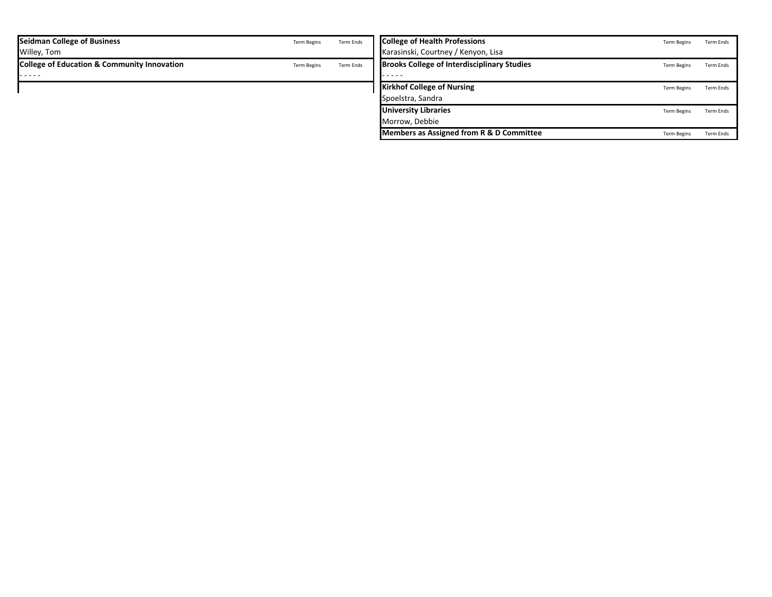| Seidman College of Business | Term Begins | Term Ends |
|---|---|---|
| Willey, Tom | | |

| College of Education & Community Innovation | Term Begins | Term Ends |
|---|---|---|
| - - - - - | | |

| College of Health Professions | Term Begins | Term Ends |
|---|---|---|
| Karasinski, Courtney / Kenyon, Lisa | | |

| Brooks College of Interdisciplinary Studies | Term Begins | Term Ends |
|---|---|---|
| - - - - - | | |

| Kirkhof College of Nursing | Term Begins | Term Ends |
|---|---|---|
| Spoelstra, Sandra | | |

| University Libraries | Term Begins | Term Ends |
|---|---|---|
| Morrow, Debbie | | |

| Members as Assigned from R & D Committee | Term Begins | Term Ends |
|---|---|---|